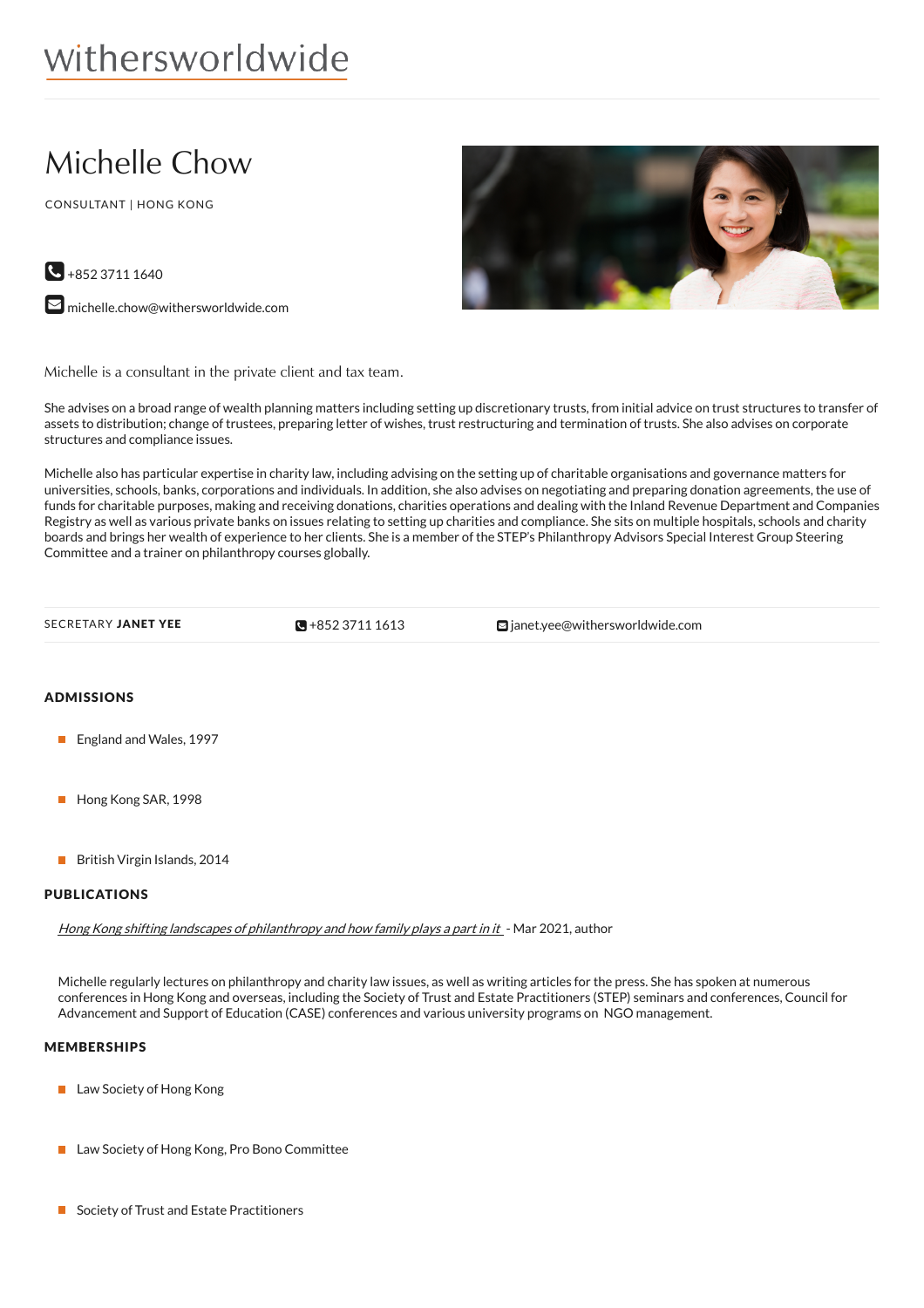withersworldwide

# Michelle Chow

CONSULTANT | HONG KONG

+852 3711 1640

michelle.chow@withersworldwide.com

Michelle is a consultant in the private client and tax team.

She advises on a broad range of wealth planning matters including setting up discretionary trusts, from initial advice on trust structures to transfer of assets to distribution; change of trustees, preparing letter of wishes, trust restructuring and termination of trusts. She also advises on corporate structures and compliance issues.

Michelle also has particular expertise in charity law, including advising on the setting up of charitable organisations and governance matters for universities, schools, banks, corporations and individuals. In addition, she also advises on negotiating and preparing donation agreements, the use of funds for charitable purposes, making and receiving donations, charities operations and dealing with the Inland Revenue Department and Companies Registry as well as various private banks on issues relating to setting up charities and compliance. She sits on multiple hospitals, schools and charity boards and brings her wealth of experience to her clients. She is a member of the STEP's Philanthropy Advisors Special Interest Group Steering Committee and a trainer on philanthropy courses globally.

SECRETARY **JANET YEE** | +852 3711 1613 | janet.yee@withersworldwide.com

## ADMISSIONS

- England and Wales, 1997
- Hong Kong SAR, 1998
- British Virgin Islands, 2014

## PUBLICATIONS

*Hong Kong shifting landscapes of philanthropy and how family plays a part in it* - Mar 2021, author

Michelle regularly lectures on philanthropy and charity law issues, as well as writing articles for the press. She has spoken at numerous conferences in Hong Kong and overseas, including the Society of Trust and Estate Practitioners (STEP) seminars and conferences, Council for Advancement and Support of Education (CASE) conferences and various university programs on NGO management.

## MEMBERSHIPS

- Law Society of Hong Kong
- Law Society of Hong Kong, Pro Bono Committee
- Society of Trust and Estate Practitioners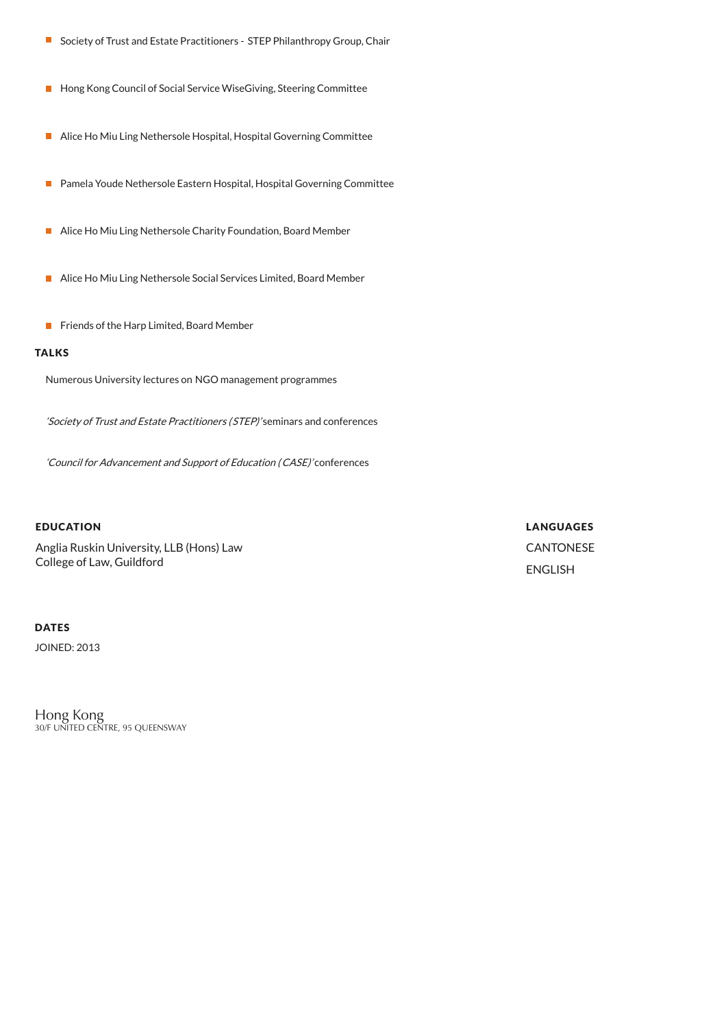- Society of Trust and Estate Practitioners - STEP Philanthropy Group, Chair
- Hong Kong Council of Social Service WiseGiving, Steering Committee
- Alice Ho Miu Ling Nethersole Hospital, Hospital Governing Committee
- Pamela Youde Nethersole Eastern Hospital, Hospital Governing Committee
- Alice Ho Miu Ling Nethersole Charity Foundation, Board Member
- Alice Ho Miu Ling Nethersole Social Services Limited, Board Member
- Friends of the Harp Limited, Board Member

## TALKS

Numerous University lectures on NGO management programmes

*'Society of Trust and Estate Practitioners (STEP)'* seminars and conferences

*'Council for Advancement and Support of Education (CASE)'* conferences

## EDUCATION

Anglia Ruskin University, LLB (Hons) Law
College of Law, Guildford

## LANGUAGES

CANTONESE

ENGLISH

## DATES

JOINED: 2013

Hong Kong
30/F UNITED CENTRE, 95 QUEENSWAY